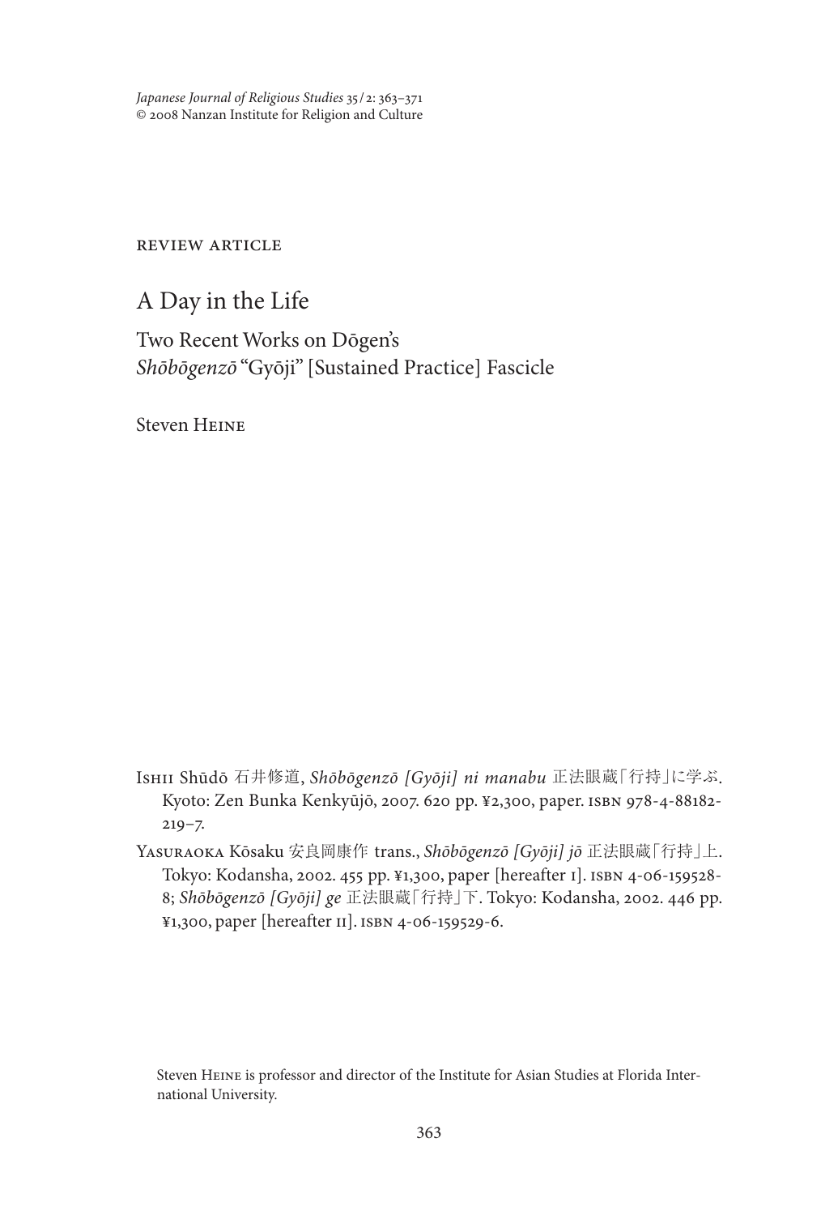REVIEW ARTICLE

# A Day in the Life

## Two Recent Works on Dōgen's *Shōbōgenzō* "Gyōji" [Sustained Practice] Fascicle

Steven Heine

Ishii Shūdō 石井修道, *Shōbōgenzō [Gyōji] ni manabu* 正法眼蔵「行持」に学ぶ. Kyoto: Zen Bunka Kenkyūjō, 2007. 620 pp. ¥2,300, paper. ISBN 978-4-88182-219–7.

Yasuraoka Kōsaku 安良岡康作 trans., *Shōbōgenzō [Gyōji] jō* 正法眼蔵「行持」上. Tokyo: Kodansha, 2002. 455 pp. ¥1,300, paper [hereafter I]. ISBN 4-06-159528-8; *Shōbōgenzō [Gyōji] ge* 正法眼蔵「行持」下. Tokyo: Kodansha, 2002. 446 pp. ¥1,300, paper [hereafter II]. ISBN 4-06-159529-6.

Steven Heine is professor and director of the Institute for Asian Studies at Florida International University.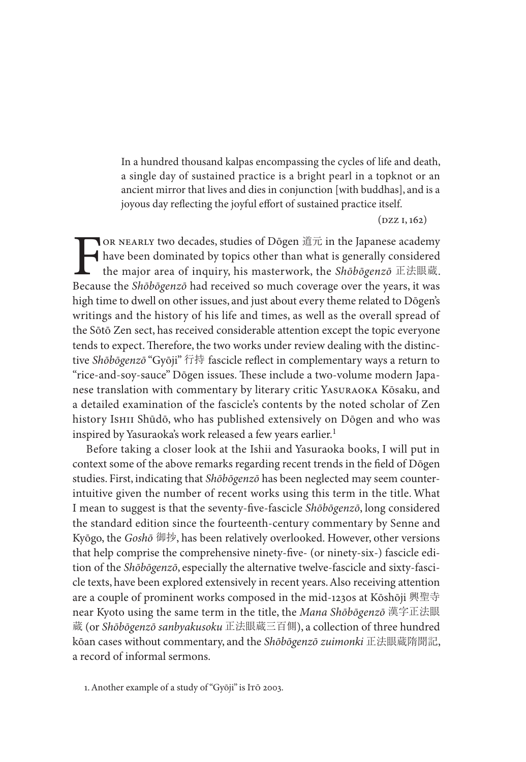> In a hundred thousand kalpas encompassing the cycles of life and death, a single day of sustained practice is a bright pearl in a topknot or an ancient mirror that lives and dies in conjunction [with buddhas], and is a joyous day reflecting the joyful effort of sustained practice itself.
>
> (DZZ I, 162)

For nearly two decades, studies of Dōgen 道元 in the Japanese academy have been dominated by topics other than what is generally considered the major area of inquiry, his masterwork, the *Shōbōgenzō* 正法眼蔵. Because the *Shōbōgenzō* had received so much coverage over the years, it was high time to dwell on other issues, and just about every theme related to Dōgen's writings and the history of his life and times, as well as the overall spread of the Sōtō Zen sect, has received considerable attention except the topic everyone tends to expect. Therefore, the two works under review dealing with the distinctive *Shōbōgenzō* "Gyōji" 行持 fascicle reflect in complementary ways a return to "rice-and-soy-sauce" Dōgen issues. These include a two-volume modern Japanese translation with commentary by literary critic Yasuraoka Kōsaku, and a detailed examination of the fascicle's contents by the noted scholar of Zen history Ishii Shūdō, who has published extensively on Dōgen and who was inspired by Yasuraoka's work released a few years earlier.[1]

Before taking a closer look at the Ishii and Yasuraoka books, I will put in context some of the above remarks regarding recent trends in the field of Dōgen studies. First, indicating that *Shōbōgenzō* has been neglected may seem counterintuitive given the number of recent works using this term in the title. What I mean to suggest is that the seventy-five-fascicle *Shōbōgenzō*, long considered the standard edition since the fourteenth-century commentary by Senne and Kyōgo, the *Goshō* 御抄, has been relatively overlooked. However, other versions that help comprise the comprehensive ninety-five- (or ninety-six-) fascicle edition of the *Shōbōgenzō*, especially the alternative twelve-fascicle and sixty-fascicle texts, have been explored extensively in recent years. Also receiving attention are a couple of prominent works composed in the mid-1230s at Kōshōji 興聖寺 near Kyoto using the same term in the title, the *Mana Shōbōgenzō* 漢字正法眼蔵 (or *Shōbōgenzō sanbyakusoku* 正法眼蔵三百側), a collection of three hundred kōan cases without commentary, and the *Shōbōgenzō zuimonki* 正法眼蔵隋聞記, a record of informal sermons.

1. Another example of a study of "Gyōji" is Itō 2003.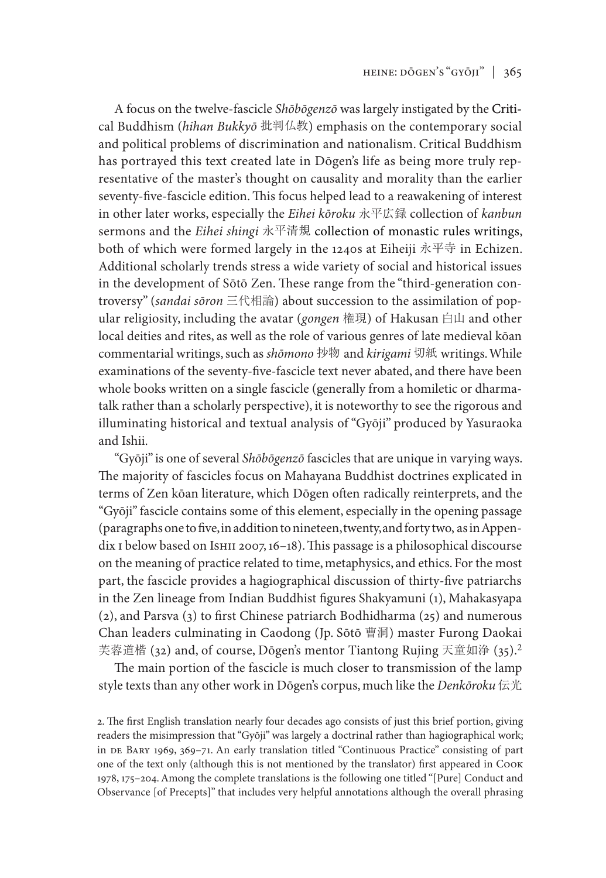A focus on the twelve-fascicle *Shōbōgenzō* was largely instigated by the Critical Buddhism (*hihan Bukkyō* 批判仏教) emphasis on the contemporary social and political problems of discrimination and nationalism. Critical Buddhism has portrayed this text created late in Dōgen's life as being more truly representative of the master's thought on causality and morality than the earlier seventy-five-fascicle edition. This focus helped lead to a reawakening of interest in other later works, especially the *Eihei kōroku* 永平広録 collection of *kanbun* sermons and the *Eihei shingi* 永平清規 collection of monastic rules writings, both of which were formed largely in the 1240s at Eiheiji 永平寺 in Echizen. Additional scholarly trends stress a wide variety of social and historical issues in the development of Sōtō Zen. These range from the "third-generation controversy" (*sandai sōron* 三代相論) about succession to the assimilation of popular religiosity, including the avatar (*gongen* 権現) of Hakusan 白山 and other local deities and rites, as well as the role of various genres of late medieval kōan commentarial writings, such as *shōmono* 抄物 and *kirigami* 切紙 writings. While examinations of the seventy-five-fascicle text never abated, and there have been whole books written on a single fascicle (generally from a homiletic or dharma-talk rather than a scholarly perspective), it is noteworthy to see the rigorous and illuminating historical and textual analysis of "Gyōji" produced by Yasuraoka and Ishii.

"Gyōji" is one of several *Shōbōgenzō* fascicles that are unique in varying ways. The majority of fascicles focus on Mahayana Buddhist doctrines explicated in terms of Zen kōan literature, which Dōgen often radically reinterprets, and the "Gyōji" fascicle contains some of this element, especially in the opening passage (paragraphs one to five, in addition to nineteen, twenty, and forty two, as in Appendix 1 below based on Ishii 2007, 16–18). This passage is a philosophical discourse on the meaning of practice related to time, metaphysics, and ethics. For the most part, the fascicle provides a hagiographical discussion of thirty-five patriarchs in the Zen lineage from Indian Buddhist figures Shakyamuni (1), Mahakasyapa (2), and Parsva (3) to first Chinese patriarch Bodhidharma (25) and numerous Chan leaders culminating in Caodong (Jp. Sōtō 曹洞) master Furong Daokai 芙蓉道楷 (32) and, of course, Dōgen's mentor Tiantong Rujing 天童如浄 (35).[2]

The main portion of the fascicle is much closer to transmission of the lamp style texts than any other work in Dōgen's corpus, much like the *Denkōroku* 伝光

2. The first English translation nearly four decades ago consists of just this brief portion, giving readers the misimpression that "Gyōji" was largely a doctrinal rather than hagiographical work; in de Bary 1969, 369–71. An early translation titled "Continuous Practice" consisting of part one of the text only (although this is not mentioned by the translator) first appeared in Cook 1978, 175–204. Among the complete translations is the following one titled "[Pure] Conduct and Observance [of Precepts]" that includes very helpful annotations although the overall phrasing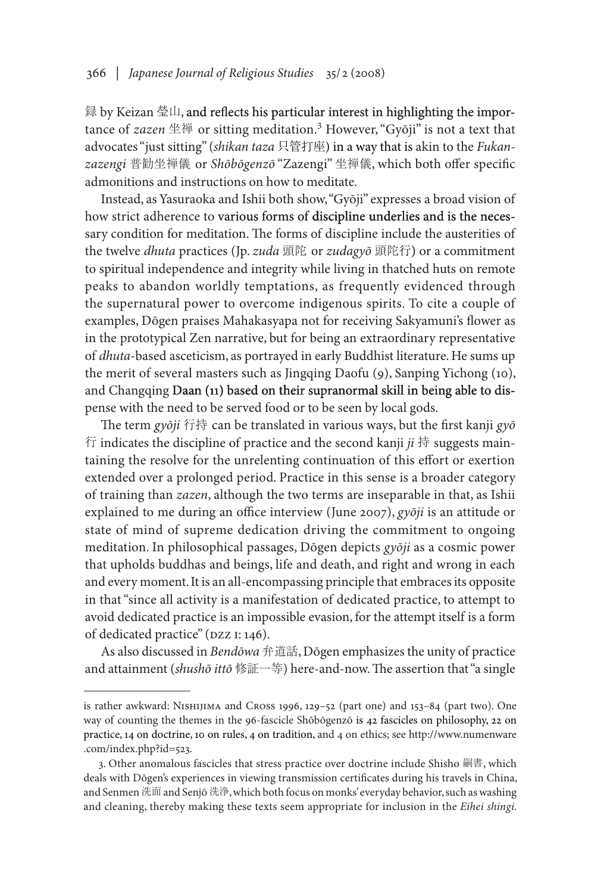録 by Keizan 瑩山, and reflects his particular interest in highlighting the importance of *zazen* 坐禅 or sitting meditation.[3] However, "Gyōji" is not a text that advocates "just sitting" (*shikan taza* 只管打座) in a way that is akin to the *Fukanzazengi* 普勧坐禅儀 or *Shōbōgenzō* "Zazengi" 坐禅儀, which both offer specific admonitions and instructions on how to meditate.

Instead, as Yasuraoka and Ishii both show, "Gyōji" expresses a broad vision of how strict adherence to various forms of discipline underlies and is the necessary condition for meditation. The forms of discipline include the austerities of the twelve *dhuta* practices (Jp. *zuda* 頭陀 or *zudagyō* 頭陀行) or a commitment to spiritual independence and integrity while living in thatched huts on remote peaks to abandon worldly temptations, as frequently evidenced through the supernatural power to overcome indigenous spirits. To cite a couple of examples, Dōgen praises Mahakasyapa not for receiving Sakyamuni's flower as in the prototypical Zen narrative, but for being an extraordinary representative of *dhuta*-based asceticism, as portrayed in early Buddhist literature. He sums up the merit of several masters such as Jingqing Daofu (9), Sanping Yichong (10), and Changqing Daan (11) based on their supranormal skill in being able to dispense with the need to be served food or to be seen by local gods.

The term *gyōji* 行持 can be translated in various ways, but the first kanji *gyō* 行 indicates the discipline of practice and the second kanji *ji* 持 suggests maintaining the resolve for the unrelenting continuation of this effort or exertion extended over a prolonged period. Practice in this sense is a broader category of training than *zazen*, although the two terms are inseparable in that, as Ishii explained to me during an office interview (June 2007), *gyōji* is an attitude or state of mind of supreme dedication driving the commitment to ongoing meditation. In philosophical passages, Dōgen depicts *gyōji* as a cosmic power that upholds buddhas and beings, life and death, and right and wrong in each and every moment. It is an all-encompassing principle that embraces its opposite in that "since all activity is a manifestation of dedicated practice, to attempt to avoid dedicated practice is an impossible evasion, for the attempt itself is a form of dedicated practice" (DZZ 1: 146).

As also discussed in *Bendōwa* 弁道話, Dōgen emphasizes the unity of practice and attainment (*shushō ittō* 修証一等) here-and-now. The assertion that "a single

---

is rather awkward: Nishijima and Cross 1996, 129–52 (part one) and 153–84 (part two). One way of counting the themes in the 96-fascicle Shōbōgenzō is 42 fascicles on philosophy, 22 on practice, 14 on doctrine, 10 on rules, 4 on tradition, and 4 on ethics; see http://www.numenware.com/index.php?id=523.

3. Other anomalous fascicles that stress practice over doctrine include Shisho 嗣書, which deals with Dōgen's experiences in viewing transmission certificates during his travels in China, and Senmen 洗面 and Senjō 洗浄, which both focus on monks' everyday behavior, such as washing and cleaning, thereby making these texts seem appropriate for inclusion in the *Eihei shingi*.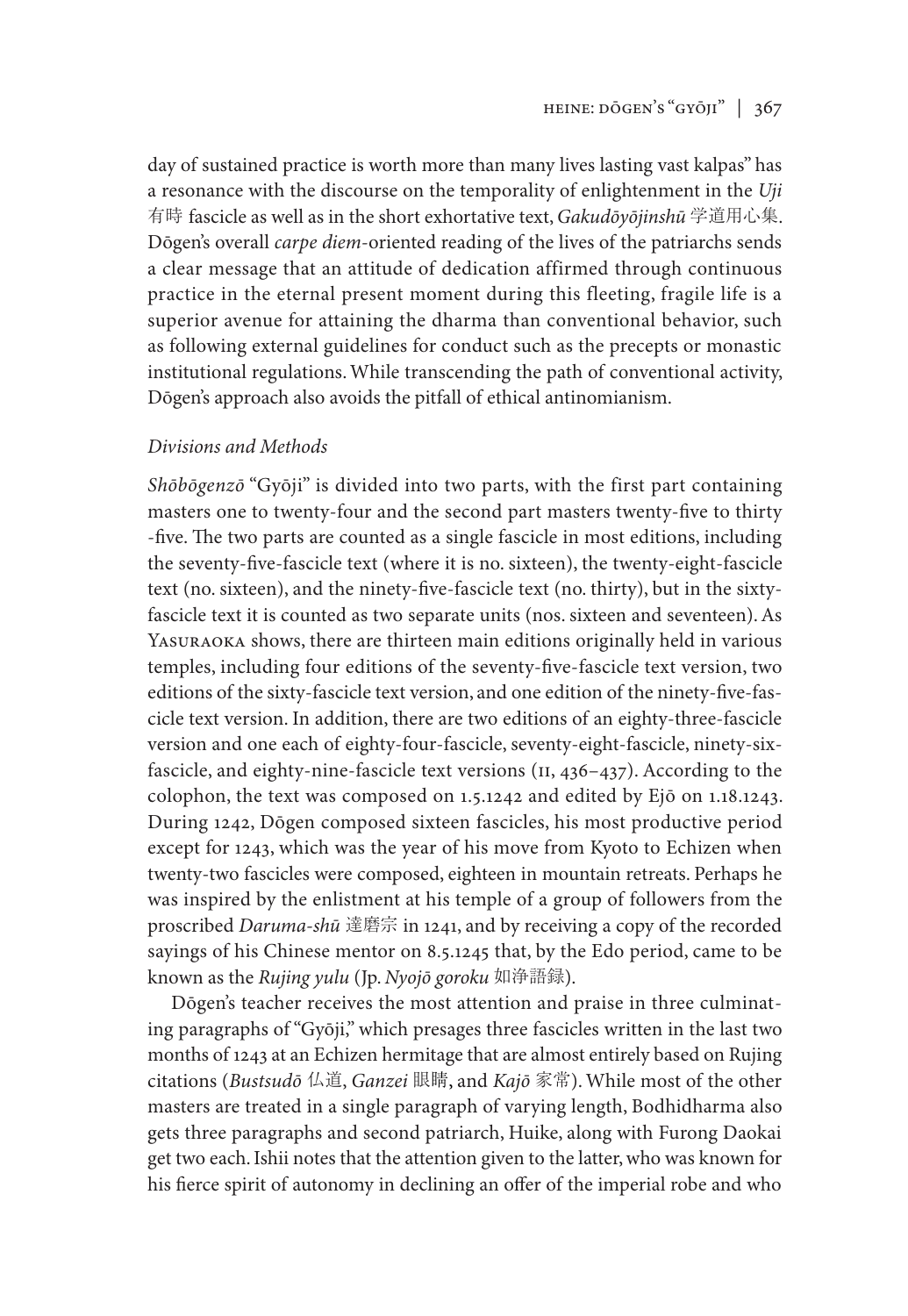day of sustained practice is worth more than many lives lasting vast kalpas" has a resonance with the discourse on the temporality of enlightenment in the *Uji* 有時 fascicle as well as in the short exhortative text, *Gakudōyōjinshū* 学道用心集. Dōgen's overall *carpe diem*-oriented reading of the lives of the patriarchs sends a clear message that an attitude of dedication affirmed through continuous practice in the eternal present moment during this fleeting, fragile life is a superior avenue for attaining the dharma than conventional behavior, such as following external guidelines for conduct such as the precepts or monastic institutional regulations. While transcending the path of conventional activity, Dōgen's approach also avoids the pitfall of ethical antinomianism.

*Divisions and Methods*

*Shōbōgenzō* "Gyōji" is divided into two parts, with the first part containing masters one to twenty-four and the second part masters twenty-five to thirty-five. The two parts are counted as a single fascicle in most editions, including the seventy-five-fascicle text (where it is no. sixteen), the twenty-eight-fascicle text (no. sixteen), and the ninety-five-fascicle text (no. thirty), but in the sixty-fascicle text it is counted as two separate units (nos. sixteen and seventeen). As Yasuraoka shows, there are thirteen main editions originally held in various temples, including four editions of the seventy-five-fascicle text version, two editions of the sixty-fascicle text version, and one edition of the ninety-five-fascicle text version. In addition, there are two editions of an eighty-three-fascicle version and one each of eighty-four-fascicle, seventy-eight-fascicle, ninety-six-fascicle, and eighty-nine-fascicle text versions (II, 436–437). According to the colophon, the text was composed on 1.5.1242 and edited by Ejō on 1.18.1243. During 1242, Dōgen composed sixteen fascicles, his most productive period except for 1243, which was the year of his move from Kyoto to Echizen when twenty-two fascicles were composed, eighteen in mountain retreats. Perhaps he was inspired by the enlistment at his temple of a group of followers from the proscribed *Daruma-shū* 達磨宗 in 1241, and by receiving a copy of the recorded sayings of his Chinese mentor on 8.5.1245 that, by the Edo period, came to be known as the *Rujing yulu* (Jp. *Nyojō goroku* 如浄語録).

Dōgen's teacher receives the most attention and praise in three culminating paragraphs of "Gyōji," which presages three fascicles written in the last two months of 1243 at an Echizen hermitage that are almost entirely based on Rujing citations (*Bustsudō* 仏道, *Ganzei* 眼睛, and *Kajō* 家常). While most of the other masters are treated in a single paragraph of varying length, Bodhidharma also gets three paragraphs and second patriarch, Huike, along with Furong Daokai get two each. Ishii notes that the attention given to the latter, who was known for his fierce spirit of autonomy in declining an offer of the imperial robe and who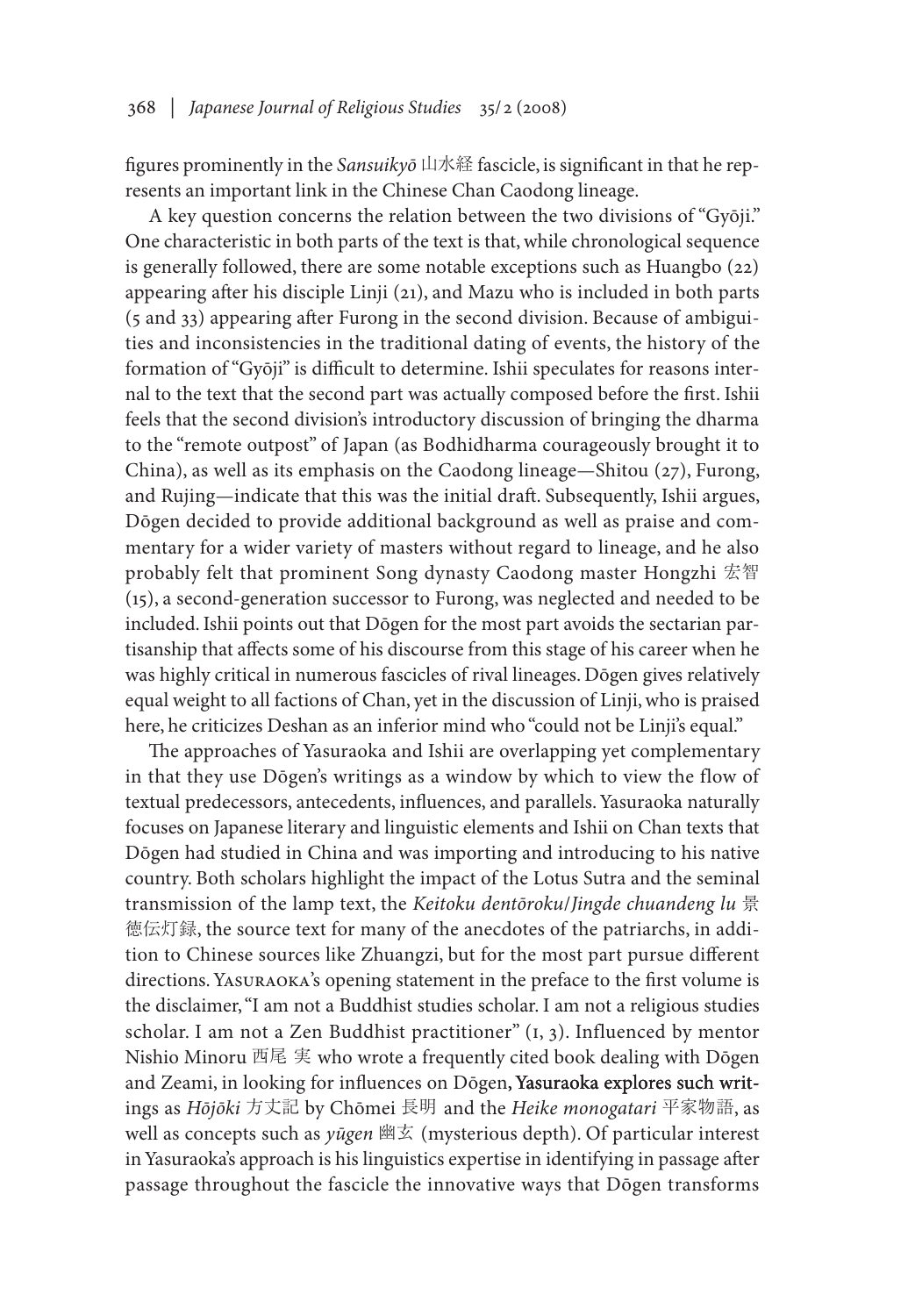figures prominently in the *Sansuikyō* 山水経 fascicle, is significant in that he represents an important link in the Chinese Chan Caodong lineage.

A key question concerns the relation between the two divisions of "Gyōji." One characteristic in both parts of the text is that, while chronological sequence is generally followed, there are some notable exceptions such as Huangbo (22) appearing after his disciple Linji (21), and Mazu who is included in both parts (5 and 33) appearing after Furong in the second division. Because of ambiguities and inconsistencies in the traditional dating of events, the history of the formation of "Gyōji" is difficult to determine. Ishii speculates for reasons internal to the text that the second part was actually composed before the first. Ishii feels that the second division's introductory discussion of bringing the dharma to the "remote outpost" of Japan (as Bodhidharma courageously brought it to China), as well as its emphasis on the Caodong lineage—Shitou (27), Furong, and Rujing—indicate that this was the initial draft. Subsequently, Ishii argues, Dōgen decided to provide additional background as well as praise and commentary for a wider variety of masters without regard to lineage, and he also probably felt that prominent Song dynasty Caodong master Hongzhi 宏智 (15), a second-generation successor to Furong, was neglected and needed to be included. Ishii points out that Dōgen for the most part avoids the sectarian partisanship that affects some of his discourse from this stage of his career when he was highly critical in numerous fascicles of rival lineages. Dōgen gives relatively equal weight to all factions of Chan, yet in the discussion of Linji, who is praised here, he criticizes Deshan as an inferior mind who "could not be Linji's equal."

The approaches of Yasuraoka and Ishii are overlapping yet complementary in that they use Dōgen's writings as a window by which to view the flow of textual predecessors, antecedents, influences, and parallels. Yasuraoka naturally focuses on Japanese literary and linguistic elements and Ishii on Chan texts that Dōgen had studied in China and was importing and introducing to his native country. Both scholars highlight the impact of the Lotus Sutra and the seminal transmission of the lamp text, the *Keitoku dentōroku*/*Jingde chuandeng lu* 景德伝灯録, the source text for many of the anecdotes of the patriarchs, in addition to Chinese sources like Zhuangzi, but for the most part pursue different directions. Yasuraoka's opening statement in the preface to the first volume is the disclaimer, "I am not a Buddhist studies scholar. I am not a religious studies scholar. I am not a Zen Buddhist practitioner" (1, 3). Influenced by mentor Nishio Minoru 西尾 実 who wrote a frequently cited book dealing with Dōgen and Zeami, in looking for influences on Dōgen, Yasuraoka explores such writings as *Hōjōki* 方丈記 by Chōmei 長明 and the *Heike monogatari* 平家物語, as well as concepts such as *yūgen* 幽玄 (mysterious depth). Of particular interest in Yasuraoka's approach is his linguistics expertise in identifying in passage after passage throughout the fascicle the innovative ways that Dōgen transforms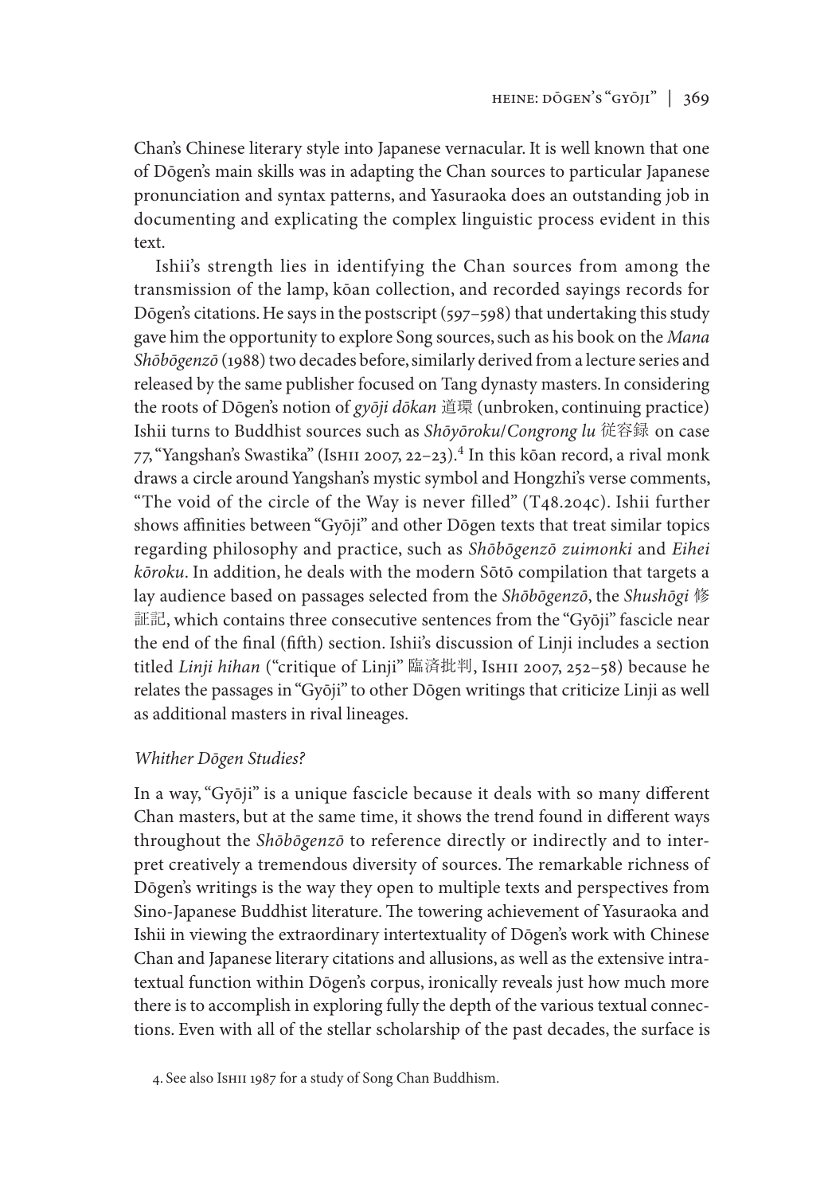Chan's Chinese literary style into Japanese vernacular. It is well known that one of Dōgen's main skills was in adapting the Chan sources to particular Japanese pronunciation and syntax patterns, and Yasuraoka does an outstanding job in documenting and explicating the complex linguistic process evident in this text.

Ishii's strength lies in identifying the Chan sources from among the transmission of the lamp, kōan collection, and recorded sayings records for Dōgen's citations. He says in the postscript (597–598) that undertaking this study gave him the opportunity to explore Song sources, such as his book on the *Mana Shōbōgenzō* (1988) two decades before, similarly derived from a lecture series and released by the same publisher focused on Tang dynasty masters. In considering the roots of Dōgen's notion of *gyōji dōkan* 道環 (unbroken, continuing practice) Ishii turns to Buddhist sources such as *Shōyōroku*/*Congrong lu* 従容録 on case 77, "Yangshan's Swastika" (Ishii 2007, 22–23).[4] In this kōan record, a rival monk draws a circle around Yangshan's mystic symbol and Hongzhi's verse comments, "The void of the circle of the Way is never filled" (T48.204c). Ishii further shows affinities between "Gyōji" and other Dōgen texts that treat similar topics regarding philosophy and practice, such as *Shōbōgenzō zuimonki* and *Eihei kōroku*. In addition, he deals with the modern Sōtō compilation that targets a lay audience based on passages selected from the *Shōbōgenzō*, the *Shushōgi* 修証記, which contains three consecutive sentences from the "Gyōji" fascicle near the end of the final (fifth) section. Ishii's discussion of Linji includes a section titled *Linji hihan* ("critique of Linji" 臨済批判, Ishii 2007, 252–58) because he relates the passages in "Gyōji" to other Dōgen writings that criticize Linji as well as additional masters in rival lineages.

### *Whither Dōgen Studies?*

In a way, "Gyōji" is a unique fascicle because it deals with so many different Chan masters, but at the same time, it shows the trend found in different ways throughout the *Shōbōgenzō* to reference directly or indirectly and to interpret creatively a tremendous diversity of sources. The remarkable richness of Dōgen's writings is the way they open to multiple texts and perspectives from Sino-Japanese Buddhist literature. The towering achievement of Yasuraoka and Ishii in viewing the extraordinary intertextuality of Dōgen's work with Chinese Chan and Japanese literary citations and allusions, as well as the extensive intratextual function within Dōgen's corpus, ironically reveals just how much more there is to accomplish in exploring fully the depth of the various textual connections. Even with all of the stellar scholarship of the past decades, the surface is

4. See also Ishii 1987 for a study of Song Chan Buddhism.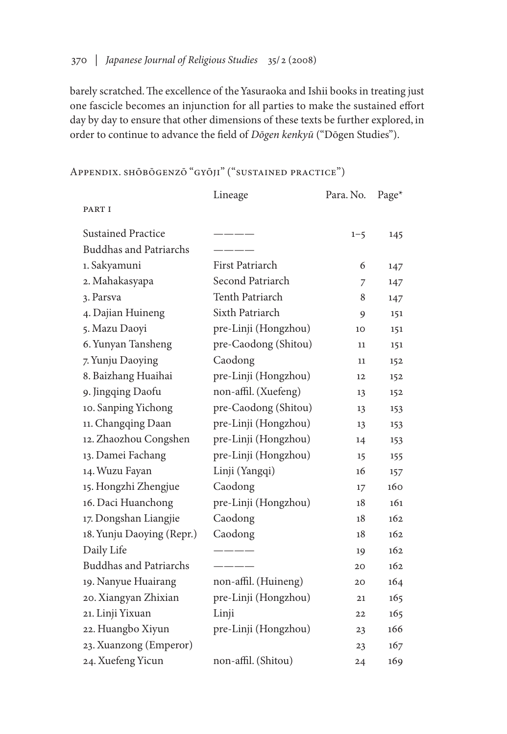barely scratched. The excellence of the Yasuraoka and Ishii books in treating just one fascicle becomes an injunction for all parties to make the sustained effort day by day to ensure that other dimensions of these texts be further explored, in order to continue to advance the field of *Dōgen kenkyū* ("Dōgen Studies").

## Appendix. Shōbōgenzō "Gyōji" ("Sustained Practice")

| | Lineage | Para. No. | Page* |
|---|---|---|---|
| PART I | | | |
| Sustained Practice | ———— | 1–5 | 145 |
| Buddhas and Patriarchs | ———— | | |
| 1. Sakyamuni | First Patriarch | 6 | 147 |
| 2. Mahakasyapa | Second Patriarch | 7 | 147 |
| 3. Parsva | Tenth Patriarch | 8 | 147 |
| 4. Dajian Huineng | Sixth Patriarch | 9 | 151 |
| 5. Mazu Daoyi | pre-Linji (Hongzhou) | 10 | 151 |
| 6. Yunyan Tansheng | pre-Caodong (Shitou) | 11 | 151 |
| 7. Yunju Daoying | Caodong | 11 | 152 |
| 8. Baizhang Huaihai | pre-Linji (Hongzhou) | 12 | 152 |
| 9. Jingqing Daofu | non-affil. (Xuefeng) | 13 | 152 |
| 10. Sanping Yichong | pre-Caodong (Shitou) | 13 | 153 |
| 11. Changqing Daan | pre-Linji (Hongzhou) | 13 | 153 |
| 12. Zhaozhou Congshen | pre-Linji (Hongzhou) | 14 | 153 |
| 13. Damei Fachang | pre-Linji (Hongzhou) | 15 | 155 |
| 14. Wuzu Fayan | Linji (Yangqi) | 16 | 157 |
| 15. Hongzhi Zhengjue | Caodong | 17 | 160 |
| 16. Daci Huanchong | pre-Linji (Hongzhou) | 18 | 161 |
| 17. Dongshan Liangjie | Caodong | 18 | 162 |
| 18. Yunju Daoying (Repr.) | Caodong | 18 | 162 |
| Daily Life | ———— | 19 | 162 |
| Buddhas and Patriarchs | ———— | 20 | 162 |
| 19. Nanyue Huairang | non-affil. (Huineng) | 20 | 164 |
| 20. Xiangyan Zhixian | pre-Linji (Hongzhou) | 21 | 165 |
| 21. Linji Yixuan | Linji | 22 | 165 |
| 22. Huangbo Xiyun | pre-Linji (Hongzhou) | 23 | 166 |
| 23. Xuanzong (Emperor) | | 23 | 167 |
| 24. Xuefeng Yicun | non-affil. (Shitou) | 24 | 169 |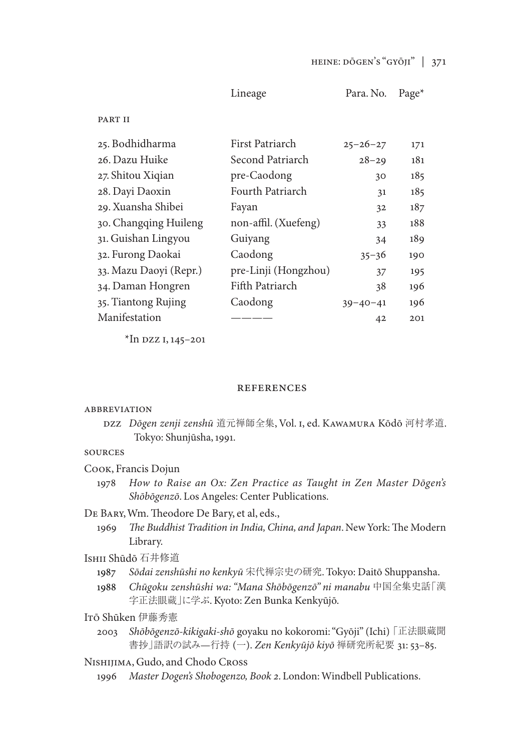| | Lineage | Para. No. | Page* |
|---|---|---|---|
| PART II | | | |
| 25. Bodhidharma | First Patriarch | 25–26–27 | 171 |
| 26. Dazu Huike | Second Patriarch | 28–29 | 181 |
| 27. Shitou Xiqian | pre-Caodong | 30 | 185 |
| 28. Dayi Daoxin | Fourth Patriarch | 31 | 185 |
| 29. Xuansha Shibei | Fayan | 32 | 187 |
| 30. Changqing Huileng | non-affil. (Xuefeng) | 33 | 188 |
| 31. Guishan Lingyou | Guiyang | 34 | 189 |
| 32. Furong Daokai | Caodong | 35–36 | 190 |
| 33. Mazu Daoyi (Repr.) | pre-Linji (Hongzhou) | 37 | 195 |
| 34. Daman Hongren | Fifth Patriarch | 38 | 196 |
| 35. Tiantong Rujing | Caodong | 39–40–41 | 196 |
| Manifestation | ———— | 42 | 201 |

*In DZZ I, 145–201

## REFERENCES

### ABBREVIATION

DZZ *Dōgen zenji zenshū* 道元禅師全集, Vol. I, ed. Kawamura Kōdō 河村孝道. Tokyo: Shunjūsha, 1991.

### SOURCES

Cook, Francis Dojun

1978 *How to Raise an Ox: Zen Practice as Taught in Zen Master Dōgen's Shōbōgenzō*. Los Angeles: Center Publications.

De Bary, Wm. Theodore De Bary, et al, eds.,

1969 *The Buddhist Tradition in India, China, and Japan*. New York: The Modern Library.

Ishii Shūdō 石井修道

1987 *Sōdai zenshūshi no kenkyū* 宋代禅宗史の研究. Tokyo: Daitō Shuppansha.

1988 *Chūgoku zenshūshi wa: "Mana Shōbōgenzō" ni manabu* 中国全集史話「漢字正法眼蔵」に学ぶ. Kyoto: Zen Bunka Kenkyūjō.

Itō Shūken 伊藤秀憲

2003 *Shōbōgenzō-kikigaki-shō* goyaku no kokoromi: "Gyōji" (Ichi) 「正法眼蔵聞書抄」語訳の試み—行持 (一). *Zen Kenkyūjō kiyō* 禅研究所紀要 31: 53–85.

Nishijima, Gudo, and Chodo Cross

1996 *Master Dogen's Shobogenzo, Book 2*. London: Windbell Publications.